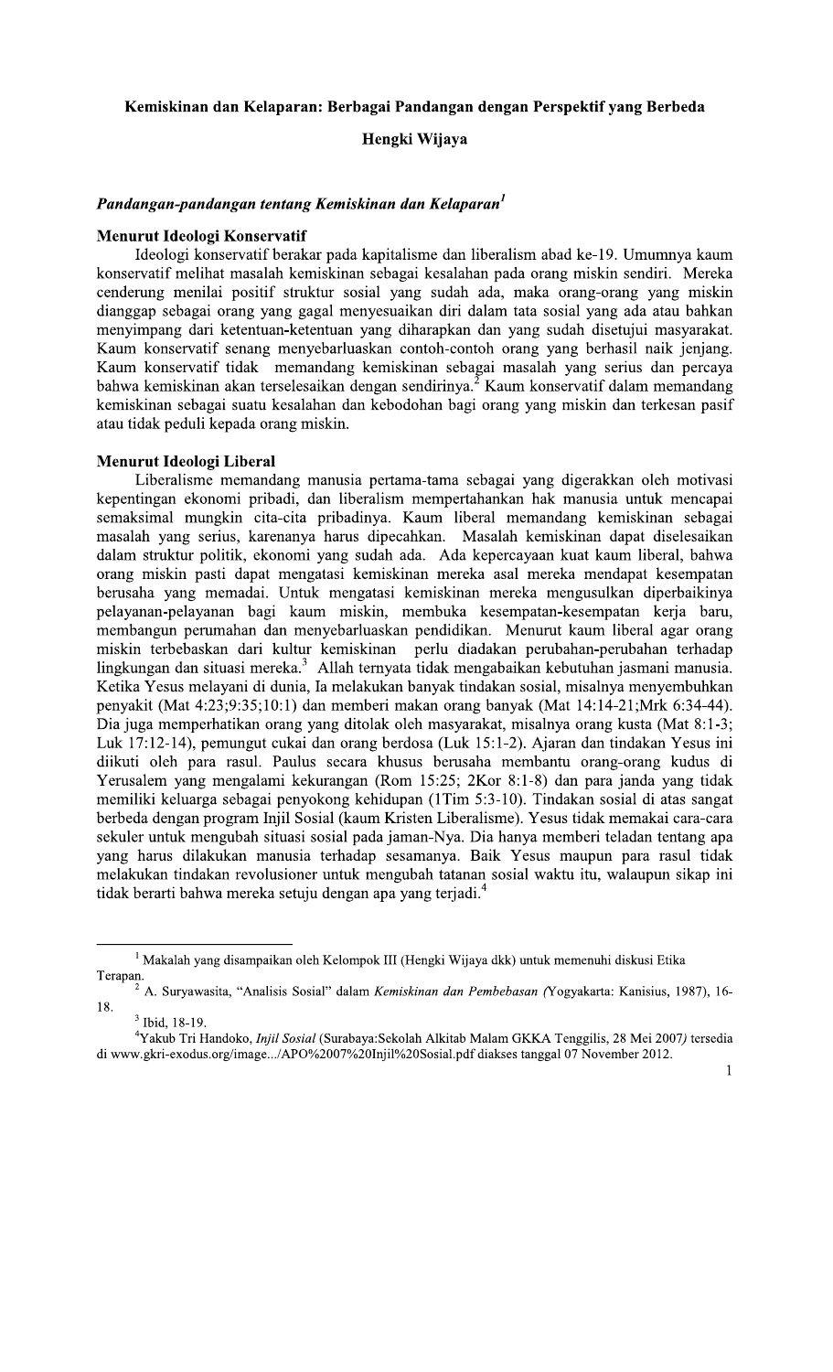# Kemiskinan dan Kelaparan: Berbagai Pandangan dengan Perspektif yang Berbeda

**Hengki Wijaya**

## *Pandangan-pandangan tentang Kemiskinan dan Kelaparan*[1]

### Menurut Ideologi Konservatif

Ideologi konservatif berakar pada kapitalisme dan liberalism abad ke-19. Umumnya kaum konservatif melihat masalah kemiskinan sebagai kesalahan pada orang miskin sendiri. Mereka cenderung menilai positif struktur sosial yang sudah ada, maka orang-orang yang miskin dianggap sebagai orang yang gagal menyesuaikan diri dalam tata sosial yang ada atau bahkan menyimpang dari ketentuan-ketentuan yang diharapkan dan yang sudah disetujui masyarakat. Kaum konservatif senang menyebarluaskan contoh-contoh orang yang berhasil naik jenjang. Kaum konservatif tidak memandang kemiskinan sebagai masalah yang serius dan percaya bahwa kemiskinan akan terselesaikan dengan sendirinya.[2] Kaum konservatif dalam memandang kemiskinan sebagai suatu kesalahan dan kebodohan bagi orang yang miskin dan terkesan pasif atau tidak peduli kepada orang miskin.

### Menurut Ideologi Liberal

Liberalisme memandang manusia pertama-tama sebagai yang digerakkan oleh motivasi kepentingan ekonomi pribadi, dan liberalism mempertahankan hak manusia untuk mencapai semaksimal mungkin cita-cita pribadinya. Kaum liberal memandang kemiskinan sebagai masalah yang serius, karenanya harus dipecahkan. Masalah kemiskinan dapat diselesaikan dalam struktur politik, ekonomi yang sudah ada. Ada kepercayaan kuat kaum liberal, bahwa orang miskin pasti dapat mengatasi kemiskinan mereka asal mereka mendapat kesempatan berusaha yang memadai. Untuk mengatasi kemiskinan mereka mengusulkan diperbaikinya pelayanan-pelayanan bagi kaum miskin, membuka kesempatan-kesempatan kerja baru, membangun perumahan dan menyebarluaskan pendidikan. Menurut kaum liberal agar orang miskin terbebaskan dari kultur kemiskinan perlu diadakan perubahan-perubahan terhadap lingkungan dan situasi mereka.[3] Allah ternyata tidak mengabaikan kebutuhan jasmani manusia. Ketika Yesus melayani di dunia, Ia melakukan banyak tindakan sosial, misalnya menyembuhkan penyakit (Mat 4:23;9:35;10:1) dan memberi makan orang banyak (Mat 14:14-21;Mrk 6:34-44). Dia juga memperhatikan orang yang ditolak oleh masyarakat, misalnya orang kusta (Mat 8:1-3; Luk 17:12-14), pemungut cukai dan orang berdosa (Luk 15:1-2). Ajaran dan tindakan Yesus ini diikuti oleh para rasul. Paulus secara khusus berusaha membantu orang-orang kudus di Yerusalem yang mengalami kekurangan (Rom 15:25; 2Kor 8:1-8) dan para janda yang tidak memiliki keluarga sebagai penyokong kehidupan (1Tim 5:3-10). Tindakan sosial di atas sangat berbeda dengan program Injil Sosial (kaum Kristen Liberalisme). Yesus tidak memakai cara-cara sekuler untuk mengubah situasi sosial pada jaman-Nya. Dia hanya memberi teladan tentang apa yang harus dilakukan manusia terhadap sesamanya. Baik Yesus maupun para rasul tidak melakukan tindakan revolusioner untuk mengubah tatanan sosial waktu itu, walaupun sikap ini tidak berarti bahwa mereka setuju dengan apa yang terjadi.[4]

---

[1] Makalah yang disampaikan oleh Kelompok III (Hengki Wijaya dkk) untuk memenuhi diskusi Etika Terapan.

[2] A. Suryawasita, "Analisis Sosial" dalam *Kemiskinan dan Pembebasan (*Yogyakarta: Kanisius, 1987), 16-18.

[3] Ibid, 18-19.

[4] Yakub Tri Handoko, *Injil Sosial* (Surabaya:Sekolah Alkitab Malam GKKA Tenggilis, 28 Mei 2007*)* tersedia di www.gkri-exodus.org/image.../APO%2007%20Injil%20Sosial.pdf diakses tanggal 07 November 2012.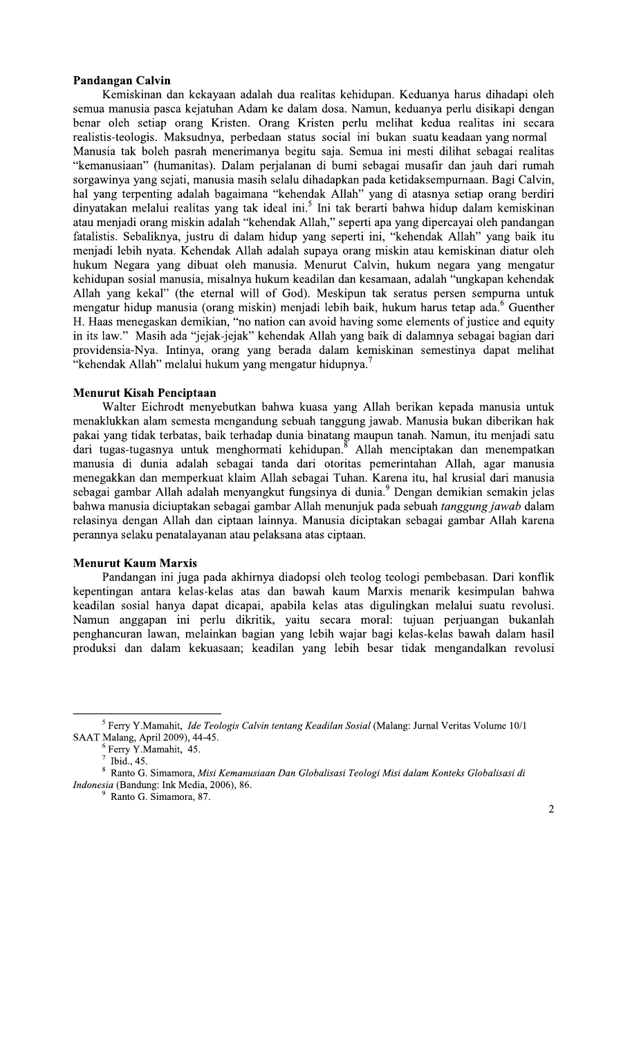**Pandangan Calvin**

Kemiskinan dan kekayaan adalah dua realitas kehidupan. Keduanya harus dihadapi oleh semua manusia pasca kejatuhan Adam ke dalam dosa. Namun, keduanya perlu disikapi dengan benar oleh setiap orang Kristen. Orang Kristen perlu melihat kedua realitas ini secara realistis-teologis. Maksudnya, perbedaan status social ini bukan suatu keadaan yang normal Manusia tak boleh pasrah menerimanya begitu saja. Semua ini mesti dilihat sebagai realitas "kemanusiaan" (humanitas). Dalam perjalanan di bumi sebagai musafir dan jauh dari rumah sorgawinya yang sejati, manusia masih selalu dihadapkan pada ketidaksempurnaan. Bagi Calvin, hal yang terpenting adalah bagaimana "kehendak Allah" yang di atasnya setiap orang berdiri dinyatakan melalui realitas yang tak ideal ini.[5] Ini tak berarti bahwa hidup dalam kemiskinan atau menjadi orang miskin adalah "kehendak Allah," seperti apa yang dipercayai oleh pandangan fatalistis. Sebaliknya, justru di dalam hidup yang seperti ini, "kehendak Allah" yang baik itu menjadi lebih nyata. Kehendak Allah adalah supaya orang miskin atau kemiskinan diatur oleh hukum Negara yang dibuat oleh manusia. Menurut Calvin, hukum negara yang mengatur kehidupan sosial manusia, misalnya hukum keadilan dan kesamaan, adalah "ungkapan kehendak Allah yang kekal" (the eternal will of God). Meskipun tak seratus persen sempurna untuk mengatur hidup manusia (orang miskin) menjadi lebih baik, hukum harus tetap ada.[6] Guenther H. Haas menegaskan demikian, "no nation can avoid having some elements of justice and equity in its law." Masih ada "jejak-jejak" kehendak Allah yang baik di dalamnya sebagai bagian dari providensia-Nya. Intinya, orang yang berada dalam kemiskinan semestinya dapat melihat "kehendak Allah" melalui hukum yang mengatur hidupnya.[7]

**Menurut Kisah Penciptaan**

Walter Eichrodt menyebutkan bahwa kuasa yang Allah berikan kepada manusia untuk menaklukkan alam semesta mengandung sebuah tanggung jawab. Manusia bukan diberikan hak pakai yang tidak terbatas, baik terhadap dunia binatang maupun tanah. Namun, itu menjadi satu dari tugas-tugasnya untuk menghormati kehidupan.[8] Allah menciptakan dan menempatkan manusia di dunia adalah sebagai tanda dari otoritas pemerintahan Allah, agar manusia menegakkan dan memperkuat klaim Allah sebagai Tuhan. Karena itu, hal krusial dari manusia sebagai gambar Allah adalah menyangkut fungsinya di dunia.[9] Dengan demikian semakin jelas bahwa manusia diciuptakan sebagai gambar Allah menunjuk pada sebuah *tanggung jawab* dalam relasinya dengan Allah dan ciptaan lainnya. Manusia diciptakan sebagai gambar Allah karena perannya selaku penatalayanan atau pelaksana atas ciptaan.

**Menurut Kaum Marxis**

Pandangan ini juga pada akhirnya diadopsi oleh teolog teologi pembebasan. Dari konflik kepentingan antara kelas-kelas atas dan bawah kaum Marxis menarik kesimpulan bahwa keadilan sosial hanya dapat dicapai, apabila kelas atas digulingkan melalui suatu revolusi. Namun anggapan ini perlu dikritik, yaitu secara moral: tujuan perjuangan bukanlah penghancuran lawan, melainkan bagian yang lebih wajar bagi kelas-kelas bawah dalam hasil produksi dan dalam kekuasaan; keadilan yang lebih besar tidak mengandalkan revolusi

---

[5] Ferry Y.Mamahit, *Ide Teologis Calvin tentang Keadilan Sosial* (Malang: Jurnal Veritas Volume 10/1 SAAT Malang, April 2009), 44-45.

[6] Ferry Y.Mamahit, 45.

[7] Ibid., 45.

[8] Ranto G. Simamora, *Misi Kemanusiaan Dan Globalisasi Teologi Misi dalam Konteks Globalisasi di Indonesia* (Bandung: Ink Media, 2006), 86.

[9] Ranto G. Simamora, 87.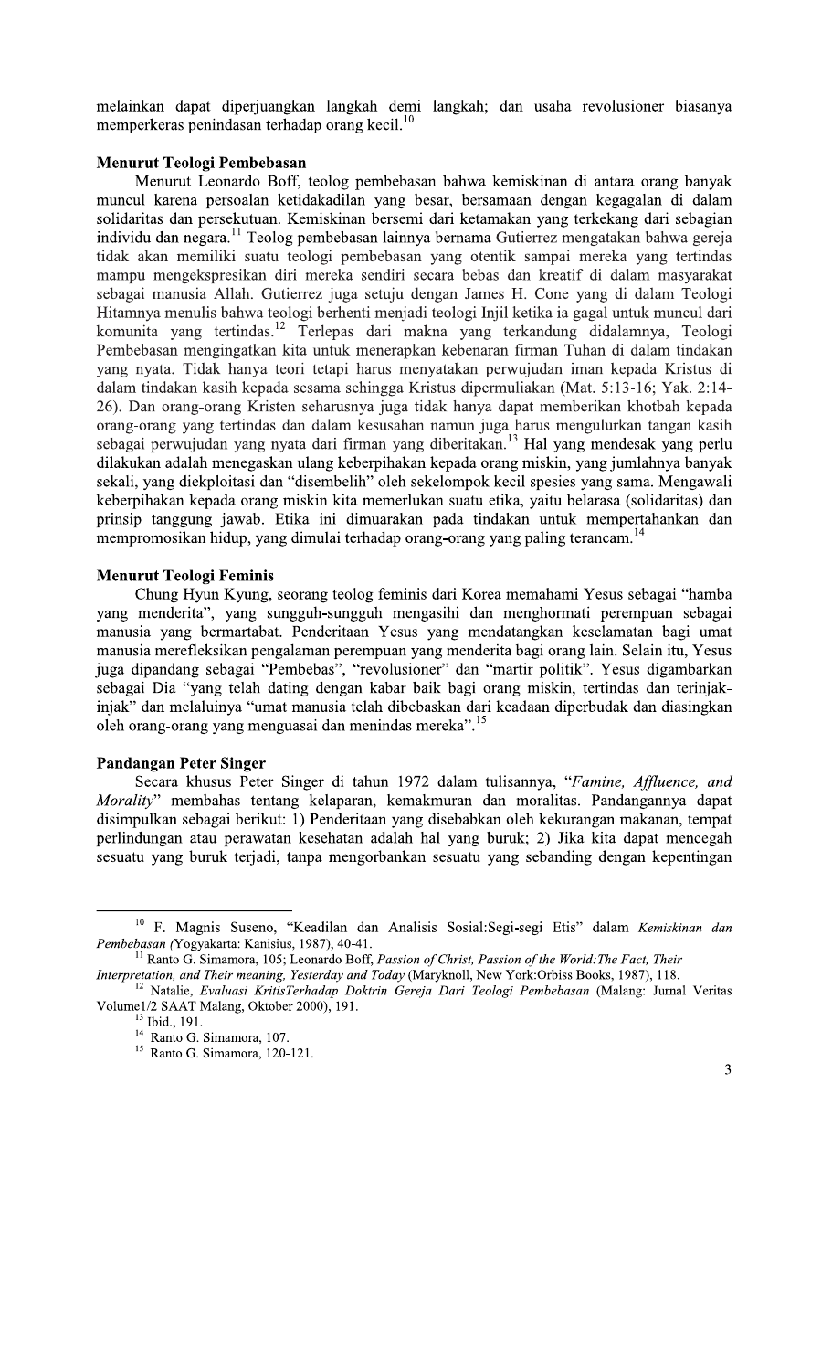melainkan dapat diperjuangkan langkah demi langkah; dan usaha revolusioner biasanya memperkeras penindasan terhadap orang kecil.[10]

**Menurut Teologi Pembebasan**

Menurut Leonardo Boff, teolog pembebasan bahwa kemiskinan di antara orang banyak muncul karena persoalan ketidakadilan yang besar, bersamaan dengan kegagalan di dalam solidaritas dan persekutuan. Kemiskinan bersemi dari ketamakan yang terkekang dari sebagian individu dan negara.[11] Teolog pembebasan lainnya bernama Gutierrez mengatakan bahwa gereja tidak akan memiliki suatu teologi pembebasan yang otentik sampai mereka yang tertindas mampu mengekspresikan diri mereka sendiri secara bebas dan kreatif di dalam masyarakat sebagai manusia Allah. Gutierrez juga setuju dengan James H. Cone yang di dalam Teologi Hitamnya menulis bahwa teologi berhenti menjadi teologi Injil ketika ia gagal untuk muncul dari komunita yang tertindas.[12] Terlepas dari makna yang terkandung didalamnya, Teologi Pembebasan mengingatkan kita untuk menerapkan kebenaran firman Tuhan di dalam tindakan yang nyata. Tidak hanya teori tetapi harus menyatakan perwujudan iman kepada Kristus di dalam tindakan kasih kepada sesama sehingga Kristus dipermuliakan (Mat. 5:13-16; Yak. 2:14-26). Dan orang-orang Kristen seharusnya juga tidak hanya dapat memberikan khotbah kepada orang-orang yang tertindas dan dalam kesusahan namun juga harus mengulurkan tangan kasih sebagai perwujudan yang nyata dari firman yang diberitakan.[13] Hal yang mendesak yang perlu dilakukan adalah menegaskan ulang keberpihakan kepada orang miskin, yang jumlahnya banyak sekali, yang diekploitasi dan "disembelih" oleh sekelompok kecil spesies yang sama. Mengawali keberpihakan kepada orang miskin kita memerlukan suatu etika, yaitu belarasa (solidaritas) dan prinsip tanggung jawab. Etika ini dimuarakan pada tindakan untuk mempertahankan dan mempromosikan hidup, yang dimulai terhadap orang-orang yang paling terancam.[14]

**Menurut Teologi Feminis**

Chung Hyun Kyung, seorang teolog feminis dari Korea memahami Yesus sebagai "hamba yang menderita", yang sungguh-sungguh mengasihi dan menghormati perempuan sebagai manusia yang bermartabat. Penderitaan Yesus yang mendatangkan keselamatan bagi umat manusia merefleksikan pengalaman perempuan yang menderita bagi orang lain. Selain itu, Yesus juga dipandang sebagai "Pembebas", "revolusioner" dan "martir politik". Yesus digambarkan sebagai Dia "yang telah dating dengan kabar baik bagi orang miskin, tertindas dan terinjak-injak" dan melaluinya "umat manusia telah dibebaskan dari keadaan diperbudak dan diasingkan oleh orang-orang yang menguasai dan menindas mereka".[15]

**Pandangan Peter Singer**

Secara khusus Peter Singer di tahun 1972 dalam tulisannya, "*Famine, Affluence, and Morality*" membahas tentang kelaparan, kemakmuran dan moralitas. Pandangannya dapat disimpulkan sebagai berikut: 1) Penderitaan yang disebabkan oleh kekurangan makanan, tempat perlindungan atau perawatan kesehatan adalah hal yang buruk; 2) Jika kita dapat mencegah sesuatu yang buruk terjadi, tanpa mengorbankan sesuatu yang sebanding dengan kepentingan

---

[10] F. Magnis Suseno, "Keadilan dan Analisis Sosial:Segi-segi Etis" dalam *Kemiskinan dan Pembebasan (*Yogyakarta: Kanisius, 1987), 40-41.

[11] Ranto G. Simamora, 105; Leonardo Boff, *Passion of Christ, Passion of the World:The Fact, Their Interpretation, and Their meaning, Yesterday and Today* (Maryknoll, New York:Orbiss Books, 1987), 118.

[12] Natalie, *Evaluasi KritisTerhadap Doktrin Gereja Dari Teologi Pembebasan* (Malang: Jurnal Veritas Volume1/2 SAAT Malang, Oktober 2000), 191.

[13] Ibid., 191.

[14] Ranto G. Simamora, 107.

[15] Ranto G. Simamora, 120-121.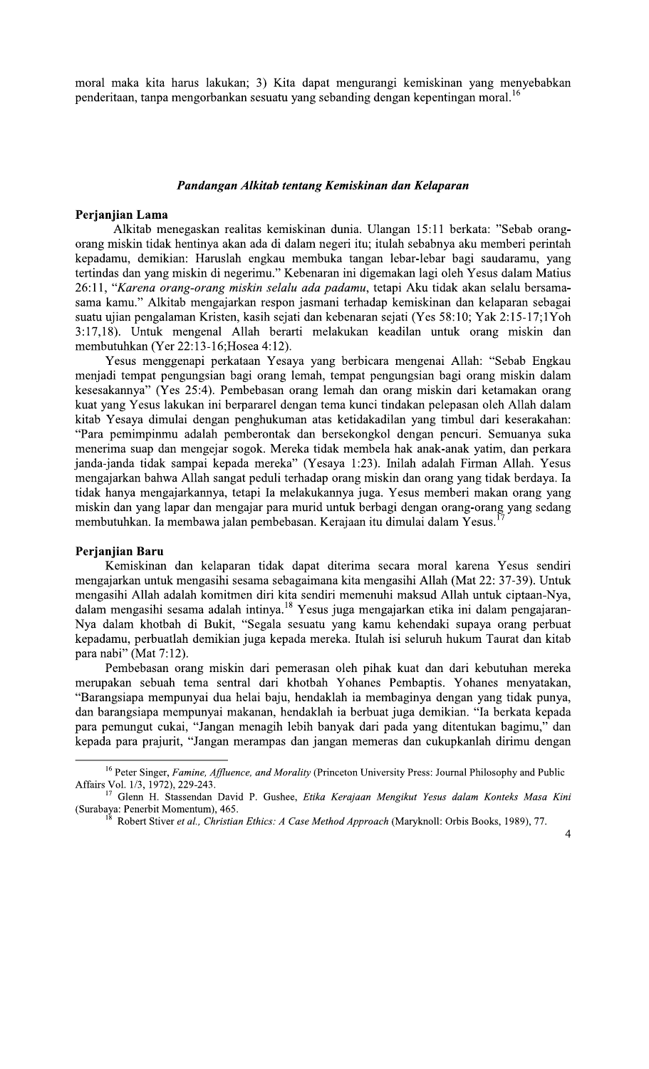moral maka kita harus lakukan; 3) Kita dapat mengurangi kemiskinan yang menyebabkan penderitaan, tanpa mengorbankan sesuatu yang sebanding dengan kepentingan moral.[16]

### *Pandangan Alkitab tentang Kemiskinan dan Kelaparan*

**Perjanjian Lama**

Alkitab menegaskan realitas kemiskinan dunia. Ulangan 15:11 berkata: "Sebab orang-orang miskin tidak hentinya akan ada di dalam negeri itu; itulah sebabnya aku memberi perintah kepadamu, demikian: Haruslah engkau membuka tangan lebar-lebar bagi saudaramu, yang tertindas dan yang miskin di negerimu." Kebenaran ini digemakan lagi oleh Yesus dalam Matius 26:11, "*Karena orang-orang miskin selalu ada padamu*, tetapi Aku tidak akan selalu bersama-sama kamu." Alkitab mengajarkan respon jasmani terhadap kemiskinan dan kelaparan sebagai suatu ujian pengalaman Kristen, kasih sejati dan kebenaran sejati (Yes 58:10; Yak 2:15-17;1Yoh 3:17,18). Untuk mengenal Allah berarti melakukan keadilan untuk orang miskin dan membutuhkan (Yer 22:13-16;Hosea 4:12).

Yesus menggenapi perkataan Yesaya yang berbicara mengenai Allah: "Sebab Engkau menjadi tempat pengungsian bagi orang lemah, tempat pengungsian bagi orang miskin dalam kesesakannya" (Yes 25:4). Pembebasan orang lemah dan orang miskin dari ketamakan orang kuat yang Yesus lakukan ini berpararel dengan tema kunci tindakan pelepasan oleh Allah dalam kitab Yesaya dimulai dengan penghukuman atas ketidakadilan yang timbul dari keserakahan: "Para pemimpinmu adalah pemberontak dan bersekongkol dengan pencuri. Semuanya suka menerima suap dan mengejar sogok. Mereka tidak membela hak anak-anak yatim, dan perkara janda-janda tidak sampai kepada mereka" (Yesaya 1:23). Inilah adalah Firman Allah. Yesus mengajarkan bahwa Allah sangat peduli terhadap orang miskin dan orang yang tidak berdaya. Ia tidak hanya mengajarkannya, tetapi Ia melakukannya juga. Yesus memberi makan orang yang miskin dan yang lapar dan mengajar para murid untuk berbagi dengan orang-orang yang sedang membutuhkan. Ia membawa jalan pembebasan. Kerajaan itu dimulai dalam Yesus.[17]

**Perjanjian Baru**

Kemiskinan dan kelaparan tidak dapat diterima secara moral karena Yesus sendiri mengajarkan untuk mengasihi sesama sebagaimana kita mengasihi Allah (Mat 22: 37-39). Untuk mengasihi Allah adalah komitmen diri kita sendiri memenuhi maksud Allah untuk ciptaan-Nya, dalam mengasihi sesama adalah intinya.[18] Yesus juga mengajarkan etika ini dalam pengajaran-Nya dalam khotbah di Bukit, "Segala sesuatu yang kamu kehendaki supaya orang perbuat kepadamu, perbuatlah demikian juga kepada mereka. Itulah isi seluruh hukum Taurat dan kitab para nabi" (Mat 7:12).

Pembebasan orang miskin dari pemerasan oleh pihak kuat dan dari kebutuhan mereka merupakan sebuah tema sentral dari khotbah Yohanes Pembaptis. Yohanes menyatakan, "Barangsiapa mempunyai dua helai baju, hendaklah ia membaginya dengan yang tidak punya, dan barangsiapa mempunyai makanan, hendaklah ia berbuat juga demikian. "Ia berkata kepada para pemungut cukai, "Jangan menagih lebih banyak dari pada yang ditentukan bagimu," dan kepada para prajurit, "Jangan merampas dan jangan memeras dan cukupkanlah dirimu dengan

---

[16] Peter Singer, *Famine, Affluence, and Morality* (Princeton University Press: Journal Philosophy and Public Affairs Vol. 1/3, 1972), 229-243.

[17] Glenn H. Stassendan David P. Gushee, *Etika Kerajaan Mengikut Yesus dalam Konteks Masa Kini* (Surabaya: Penerbit Momentum), 465.

[18] Robert Stiver *et al., Christian Ethics: A Case Method Approach* (Maryknoll: Orbis Books, 1989), 77.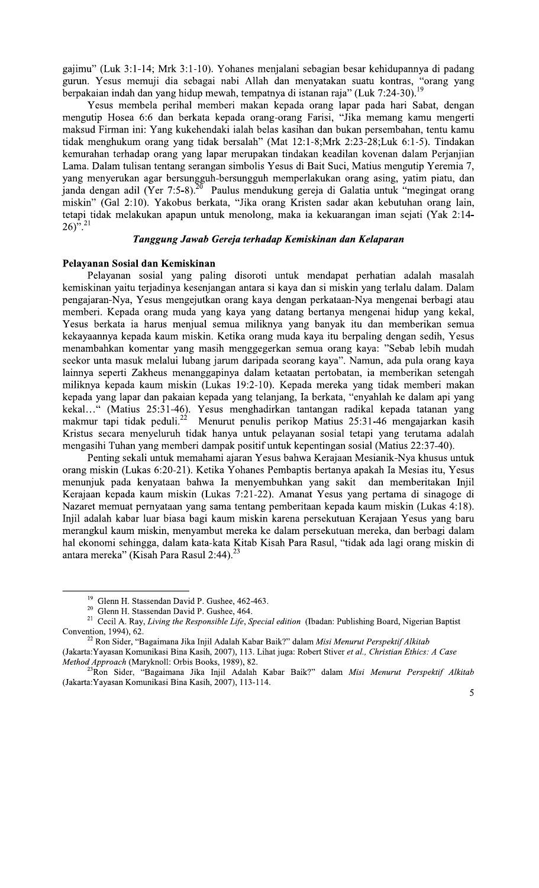gajimu" (Luk 3:1-14; Mrk 3:1-10). Yohanes menjalani sebagian besar kehidupannya di padang gurun. Yesus memuji dia sebagai nabi Allah dan menyatakan suatu kontras, "orang yang berpakaian indah dan yang hidup mewah, tempatnya di istanan raja" (Luk 7:24-30).[19]

Yesus membela perihal memberi makan kepada orang lapar pada hari Sabat, dengan mengutip Hosea 6:6 dan berkata kepada orang-orang Farisi, "Jika memang kamu mengerti maksud Firman ini: Yang kukehendaki ialah belas kasihan dan bukan persembahan, tentu kamu tidak menghukum orang yang tidak bersalah" (Mat 12:1-8;Mrk 2:23-28;Luk 6:1-5). Tindakan kemurahan terhadap orang yang lapar merupakan tindakan keadilan kovenan dalam Perjanjian Lama. Dalam tulisan tentang serangan simbolis Yesus di Bait Suci, Matius mengutip Yeremia 7, yang menyerukan agar bersungguh-bersungguh memperlakukan orang asing, yatim piatu, dan janda dengan adil (Yer 7:5-8).[20] Paulus mendukung gereja di Galatia untuk "megingat orang miskin" (Gal 2:10). Yakobus berkata, "Jika orang Kristen sadar akan kebutuhan orang lain, tetapi tidak melakukan apapun untuk menolong, maka ia kekuarangan iman sejati (Yak 2:14-26)".[21]

### *Tanggung Jawab Gereja terhadap Kemiskinan dan Kelaparan*

**Pelayanan Sosial dan Kemiskinan**

Pelayanan sosial yang paling disoroti untuk mendapat perhatian adalah masalah kemiskinan yaitu terjadinya kesenjangan antara si kaya dan si miskin yang terlalu dalam. Dalam pengajaran-Nya, Yesus mengejutkan orang kaya dengan perkataan-Nya mengenai berbagi atau memberi. Kepada orang muda yang kaya yang datang bertanya mengenai hidup yang kekal, Yesus berkata ia harus menjual semua miliknya yang banyak itu dan memberikan semua kekayaannya kepada kaum miskin. Ketika orang muda kaya itu berpaling dengan sedih, Yesus menambahkan komentar yang masih menggegerkan semua orang kaya: "Sebab lebih mudah seekor unta masuk melalui lubang jarum daripada seorang kaya". Namun, ada pula orang kaya lainnya seperti Zakheus menanggapinya dalam ketaatan pertobatan, ia memberikan setengah miliknya kepada kaum miskin (Lukas 19:2-10). Kepada mereka yang tidak memberi makan kepada yang lapar dan pakaian kepada yang telanjang, Ia berkata, "enyahlah ke dalam api yang kekal…" (Matius 25:31-46). Yesus menghadirkan tantangan radikal kepada tatanan yang makmur tapi tidak peduli.[22] Menurut penulis perikop Matius 25:31-46 mengajarkan kasih Kristus secara menyeluruh tidak hanya untuk pelayanan sosial tetapi yang terutama adalah mengasihi Tuhan yang memberi dampak positif untuk kepentingan sosial (Matius 22:37-40).

Penting sekali untuk memahami ajaran Yesus bahwa Kerajaan Mesianik-Nya khusus untuk orang miskin (Lukas 6:20-21). Ketika Yohanes Pembaptis bertanya apakah Ia Mesias itu, Yesus menunjuk pada kenyataan bahwa Ia menyembuhkan yang sakit dan memberitakan Injil Kerajaan kepada kaum miskin (Lukas 7:21-22). Amanat Yesus yang pertama di sinagoge di Nazaret memuat pernyataan yang sama tentang pemberitaan kepada kaum miskin (Lukas 4:18). Injil adalah kabar luar biasa bagi kaum miskin karena persekutuan Kerajaan Yesus yang baru merangkul kaum miskin, menyambut mereka ke dalam persekutuan mereka, dan berbagi dalam hal ekonomi sehingga, dalam kata-kata Kitab Kisah Para Rasul, "tidak ada lagi orang miskin di antara mereka" (Kisah Para Rasul 2:44).[23]

---

[19] Glenn H. Stassendan David P. Gushee, 462-463.

[20] Glenn H. Stassendan David P. Gushee, 464.

[21] Cecil A. Ray, *Living the Responsible Life*, *Special edition* (Ibadan: Publishing Board, Nigerian Baptist Convention, 1994), 62.

[22] Ron Sider, "Bagaimana Jika Injil Adalah Kabar Baik?" dalam *Misi Menurut Perspektif Alkitab* (Jakarta:Yayasan Komunikasi Bina Kasih, 2007), 113. Lihat juga: Robert Stiver *et al., Christian Ethics: A Case Method Approach* (Maryknoll: Orbis Books, 1989), 82.

[23] Ron Sider, "Bagaimana Jika Injil Adalah Kabar Baik?" dalam *Misi Menurut Perspektif Alkitab* (Jakarta:Yayasan Komunikasi Bina Kasih, 2007), 113-114.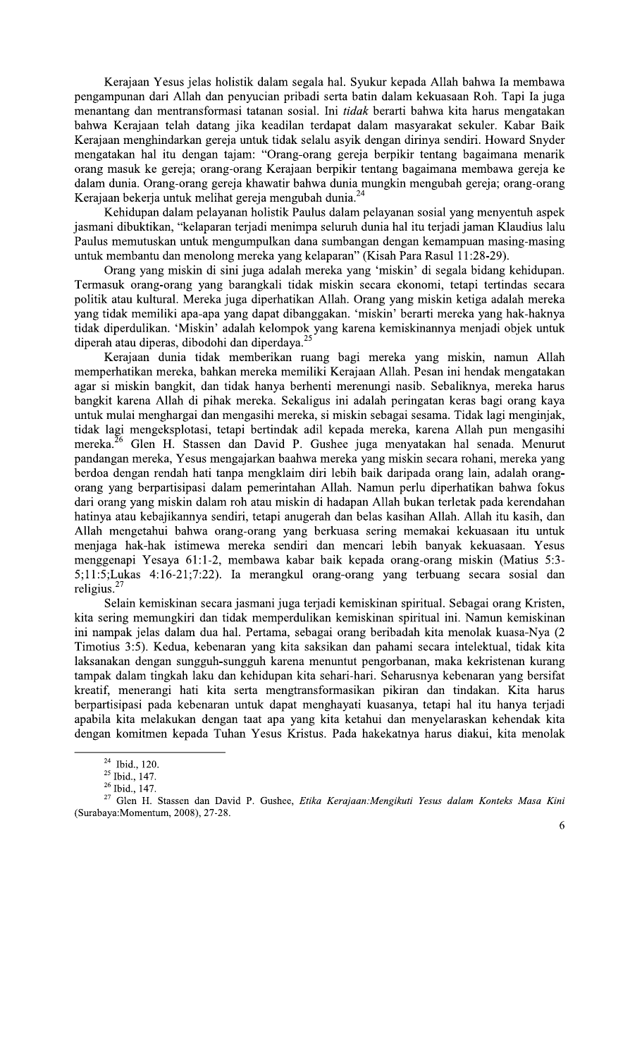Kerajaan Yesus jelas holistik dalam segala hal. Syukur kepada Allah bahwa Ia membawa pengampunan dari Allah dan penyucian pribadi serta batin dalam kekuasaan Roh. Tapi Ia juga menantang dan mentransformasi tatanan sosial. Ini *tidak* berarti bahwa kita harus mengatakan bahwa Kerajaan telah datang jika keadilan terdapat dalam masyarakat sekuler. Kabar Baik Kerajaan menghindarkan gereja untuk tidak selalu asyik dengan dirinya sendiri. Howard Snyder mengatakan hal itu dengan tajam: "Orang-orang gereja berpikir tentang bagaimana menarik orang masuk ke gereja; orang-orang Kerajaan berpikir tentang bagaimana membawa gereja ke dalam dunia. Orang-orang gereja khawatir bahwa dunia mungkin mengubah gereja; orang-orang Kerajaan bekerja untuk melihat gereja mengubah dunia.[24]

Kehidupan dalam pelayanan holistik Paulus dalam pelayanan sosial yang menyentuh aspek jasmani dibuktikan, "kelaparan terjadi menimpa seluruh dunia hal itu terjadi jaman Klaudius lalu Paulus memutuskan untuk mengumpulkan dana sumbangan dengan kemampuan masing-masing untuk membantu dan menolong mereka yang kelaparan" (Kisah Para Rasul 11:28-29).

Orang yang miskin di sini juga adalah mereka yang 'miskin' di segala bidang kehidupan. Termasuk orang-orang yang barangkali tidak miskin secara ekonomi, tetapi tertindas secara politik atau kultural. Mereka juga diperhatikan Allah. Orang yang miskin ketiga adalah mereka yang tidak memiliki apa-apa yang dapat dibanggakan. 'miskin' berarti mereka yang hak-haknya tidak diperdulikan. 'Miskin' adalah kelompok yang karena kemiskinannya menjadi objek untuk diperah atau diperas, dibodohi dan diperdaya.[25]

Kerajaan dunia tidak memberikan ruang bagi mereka yang miskin, namun Allah memperhatikan mereka, bahkan mereka memiliki Kerajaan Allah. Pesan ini hendak mengatakan agar si miskin bangkit, dan tidak hanya berhenti merenungi nasib. Sebaliknya, mereka harus bangkit karena Allah di pihak mereka. Sekaligus ini adalah peringatan keras bagi orang kaya untuk mulai menghargai dan mengasihi mereka, si miskin sebagai sesama. Tidak lagi menginjak, tidak lagi mengeksplotasi, tetapi bertindak adil kepada mereka, karena Allah pun mengasihi mereka.[26] Glen H. Stassen dan David P. Gushee juga menyatakan hal senada. Menurut pandangan mereka, Yesus mengajarkan baahwa mereka yang miskin secara rohani, mereka yang berdoa dengan rendah hati tanpa mengklaim diri lebih baik daripada orang lain, adalah orang-orang yang berpartisipasi dalam pemerintahan Allah. Namun perlu diperhatikan bahwa fokus dari orang yang miskin dalam roh atau miskin di hadapan Allah bukan terletak pada kerendahan hatinya atau kebajikannya sendiri, tetapi anugerah dan belas kasihan Allah. Allah itu kasih, dan Allah mengetahui bahwa orang-orang yang berkuasa sering memakai kekuasaan itu untuk menjaga hak-hak istimewa mereka sendiri dan mencari lebih banyak kekuasaan. Yesus menggenapi Yesaya 61:1-2, membawa kabar baik kepada orang-orang miskin (Matius 5:3-5;11:5;Lukas 4:16-21;7:22). Ia merangkul orang-orang yang terbuang secara sosial dan religius.[27]

Selain kemiskinan secara jasmani juga terjadi kemiskinan spiritual. Sebagai orang Kristen, kita sering memungkiri dan tidak memperdulikan kemiskinan spiritual ini. Namun kemiskinan ini nampak jelas dalam dua hal. Pertama, sebagai orang beribadah kita menolak kuasa-Nya (2 Timotius 3:5). Kedua, kebenaran yang kita saksikan dan pahami secara intelektual, tidak kita laksanakan dengan sungguh-sungguh karena menuntut pengorbanan, maka kekristenan kurang tampak dalam tingkah laku dan kehidupan kita sehari-hari. Seharusnya kebenaran yang bersifat kreatif, menerangi hati kita serta mengtransformasikan pikiran dan tindakan. Kita harus berpartisipasi pada kebenaran untuk dapat menghayati kuasanya, tetapi hal itu hanya terjadi apabila kita melakukan dengan taat apa yang kita ketahui dan menyelaraskan kehendak kita dengan komitmen kepada Tuhan Yesus Kristus. Pada hakekatnya harus diakui, kita menolak

---

[24] Ibid., 120.

[25] Ibid., 147.

[26] Ibid., 147.

[27] Glen H. Stassen dan David P. Gushee, *Etika Kerajaan:Mengikuti Yesus dalam Konteks Masa Kini* (Surabaya:Momentum, 2008), 27-28.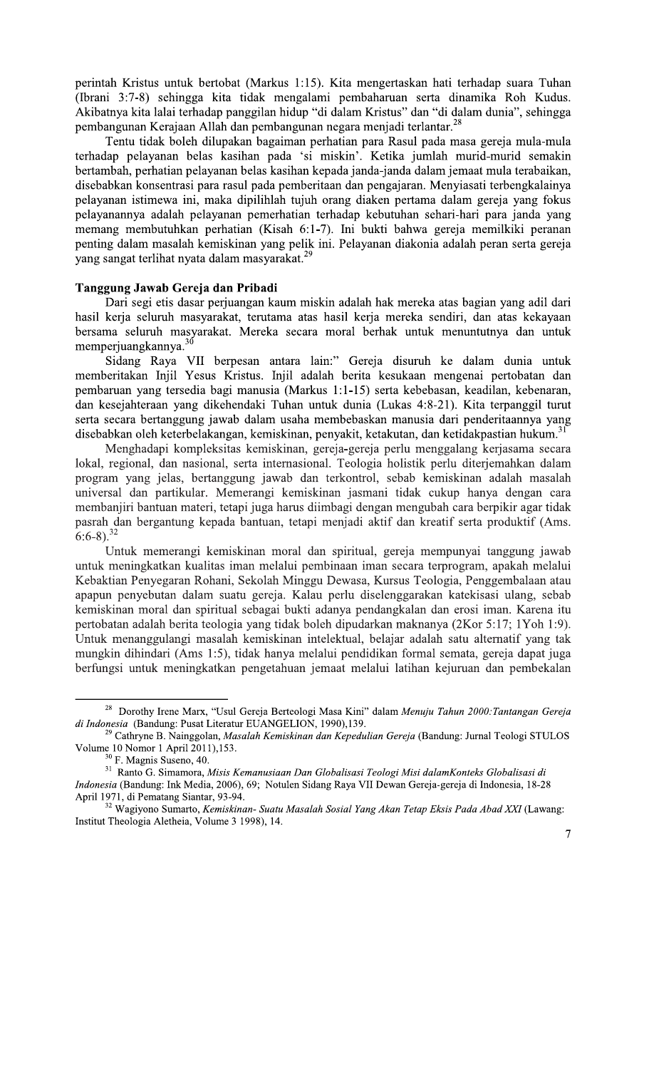perintah Kristus untuk bertobat (Markus 1:15). Kita mengertaskan hati terhadap suara Tuhan (Ibrani 3:7-8) sehingga kita tidak mengalami pembaharuan serta dinamika Roh Kudus. Akibatnya kita lalai terhadap panggilan hidup "di dalam Kristus" dan "di dalam dunia", sehingga pembangunan Kerajaan Allah dan pembangunan negara menjadi terlantar.[28]

Tentu tidak boleh dilupakan bagaiman perhatian para Rasul pada masa gereja mula-mula terhadap pelayanan belas kasihan pada 'si miskin'. Ketika jumlah murid-murid semakin bertambah, perhatian pelayanan belas kasihan kepada janda-janda dalam jemaat mula terabaikan, disebabkan konsentrasi para rasul pada pemberitaan dan pengajaran. Menyiasati terbengkalainya pelayanan istimewa ini, maka dipilihlah tujuh orang diaken pertama dalam gereja yang fokus pelayanannya adalah pelayanan pemerhatian terhadap kebutuhan sehari-hari para janda yang memang membutuhkan perhatian (Kisah 6:1-7). Ini bukti bahwa gereja memilkiki peranan penting dalam masalah kemiskinan yang pelik ini. Pelayanan diakonia adalah peran serta gereja yang sangat terlihat nyata dalam masyarakat.[29]

**Tanggung Jawab Gereja dan Pribadi**

Dari segi etis dasar perjuangan kaum miskin adalah hak mereka atas bagian yang adil dari hasil kerja seluruh masyarakat, terutama atas hasil kerja mereka sendiri, dan atas kekayaan bersama seluruh masyarakat. Mereka secara moral berhak untuk menuntutnya dan untuk memperjuangkannya.[30]

Sidang Raya VII berpesan antara lain:" Gereja disuruh ke dalam dunia untuk memberitakan Injil Yesus Kristus. Injil adalah berita kesukaan mengenai pertobatan dan pembaruan yang tersedia bagi manusia (Markus 1:1-15) serta kebebasan, keadilan, kebenaran, dan kesejahteraan yang dikehendaki Tuhan untuk dunia (Lukas 4:8-21). Kita terpanggil turut serta secara bertanggung jawab dalam usaha membebaskan manusia dari penderitaannya yang disebabkan oleh keterbelakangan, kemiskinan, penyakit, ketakutan, dan ketidakpastian hukum.[31]

Menghadapi kompleksitas kemiskinan, gereja-gereja perlu menggalang kerjasama secara lokal, regional, dan nasional, serta internasional. Teologia holistik perlu diterjemahkan dalam program yang jelas, bertanggung jawab dan terkontrol, sebab kemiskinan adalah masalah universal dan partikular. Memerangi kemiskinan jasmani tidak cukup hanya dengan cara membanjiri bantuan materi, tetapi juga harus diimbagi dengan mengubah cara berpikir agar tidak pasrah dan bergantung kepada bantuan, tetapi menjadi aktif dan kreatif serta produktif (Ams. 6:6-8).[32]

Untuk memerangi kemiskinan moral dan spiritual, gereja mempunyai tanggung jawab untuk meningkatkan kualitas iman melalui pembinaan iman secara terprogram, apakah melalui Kebaktian Penyegaran Rohani, Sekolah Minggu Dewasa, Kursus Teologia, Penggembalaan atau apapun penyebutan dalam suatu gereja. Kalau perlu diselenggarakan katekisasi ulang, sebab kemiskinan moral dan spiritual sebagai bukti adanya pendangkalan dan erosi iman. Karena itu pertobatan adalah berita teologia yang tidak boleh dipudarkan maknanya (2Kor 5:17; 1Yoh 1:9). Untuk menanggulangi masalah kemiskinan intelektual, belajar adalah satu alternatif yang tak mungkin dihindari (Ams 1:5), tidak hanya melalui pendidikan formal semata, gereja dapat juga berfungsi untuk meningkatkan pengetahuan jemaat melalui latihan kejuruan dan pembekalan

---

[28] Dorothy Irene Marx, "Usul Gereja Berteologi Masa Kini" dalam *Menuju Tahun 2000:Tantangan Gereja di Indonesia* (Bandung: Pusat Literatur EUANGELION, 1990),139.

[29] Cathryne B. Nainggolan, *Masalah Kemiskinan dan Kepedulian Gereja* (Bandung: Jurnal Teologi STULOS Volume 10 Nomor 1 April 2011),153.

[30] F. Magnis Suseno, 40.

[31] Ranto G. Simamora, *Misis Kemanusiaan Dan Globalisasi Teologi Misi dalamKonteks Globalisasi di Indonesia* (Bandung: Ink Media, 2006), 69; Notulen Sidang Raya VII Dewan Gereja-gereja di Indonesia, 18-28 April 1971, di Pematang Siantar, 93-94.

[32] Wagiyono Sumarto, *Kemiskinan- Suatu Masalah Sosial Yang Akan Tetap Eksis Pada Abad XXI* (Lawang: Institut Theologia Aletheia, Volume 3 1998), 14.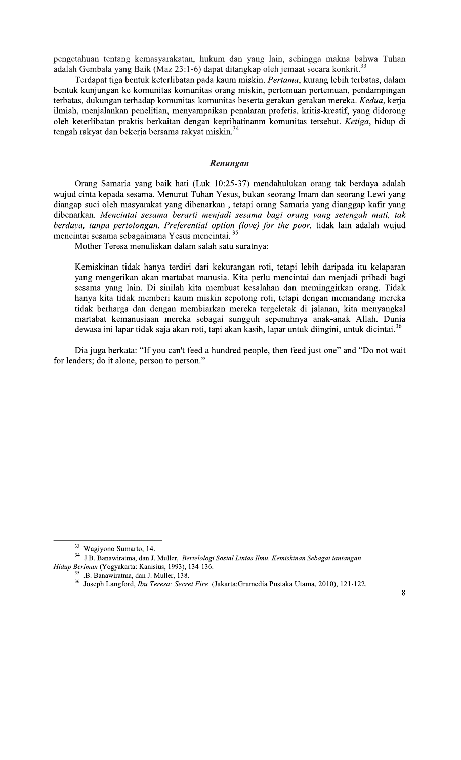pengetahuan tentang kemasyarakatan, hukum dan yang lain, sehingga makna bahwa Tuhan adalah Gembala yang Baik (Maz 23:1-6) dapat ditangkap oleh jemaat secara konkrit.[33]

Terdapat tiga bentuk keterlibatan pada kaum miskin. *Pertama*, kurang lebih terbatas, dalam bentuk kunjungan ke komunitas-komunitas orang miskin, pertemuan-pertemuan, pendampingan terbatas, dukungan terhadap komunitas-komunitas beserta gerakan-gerakan mereka. *Kedua*, kerja ilmiah, menjalankan penelitian, menyampaikan penalaran profetis, kritis-kreatif, yang didorong oleh keterlibatan praktis berkaitan dengan keprihatinanm komunitas tersebut. *Ketiga*, hidup di tengah rakyat dan bekerja bersama rakyat miskin.[34]

## *Renungan*

Orang Samaria yang baik hati (Luk 10:25-37) mendahulukan orang tak berdaya adalah wujud cinta kepada sesama. Menurut Tuhan Yesus, bukan seorang Imam dan seorang Lewi yang diangap suci oleh masyarakat yang dibenarkan , tetapi orang Samaria yang dianggap kafir yang dibenarkan. *Mencintai sesama berarti menjadi sesama bagi orang yang setengah mati, tak berdaya, tanpa pertolongan. Preferential option (love) for the poor,* tidak lain adalah wujud mencintai sesama sebagaimana Yesus mencintai.[35]

Mother Teresa menuliskan dalam salah satu suratnya:

> Kemiskinan tidak hanya terdiri dari kekurangan roti, tetapi lebih daripada itu kelaparan yang mengerikan akan martabat manusia. Kita perlu mencintai dan menjadi pribadi bagi sesama yang lain. Di sinilah kita membuat kesalahan dan meminggirkan orang. Tidak hanya kita tidak memberi kaum miskin sepotong roti, tetapi dengan memandang mereka tidak berharga dan dengan membiarkan mereka tergeletak di jalanan, kita menyangkal martabat kemanusiaan mereka sebagai sungguh sepenuhnya anak-anak Allah. Dunia dewasa ini lapar tidak saja akan roti, tapi akan kasih, lapar untuk diingini, untuk dicintai.[36]

Dia juga berkata: "If you can't feed a hundred people, then feed just one" and "Do not wait for leaders; do it alone, person to person."

---

[33] Wagiyono Sumarto, 14.

[34] J.B. Banawiratma, dan J. Muller, *Bertelologi Sosial Lintas Ilmu. Kemiskinan Sebagai tantangan Hidup Beriman* (Yogyakarta: Kanisius, 1993), 134-136.

[35] .B. Banawiratma, dan J. Muller, 138.

[36] Joseph Langford, *Ibu Teresa: Secret Fire* (Jakarta:Gramedia Pustaka Utama, 2010), 121-122.